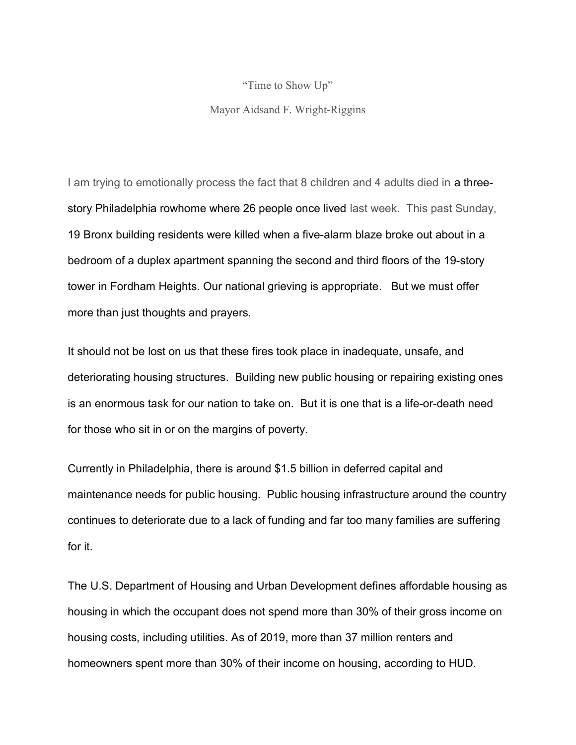“Time to Show Up”

Mayor Aidsand F. Wright-Riggins

I am trying to emotionally process the fact that 8 children and 4 adults died in a three-story Philadelphia rowhome where 26 people once lived last week. This past Sunday, 19 Bronx building residents were killed when a five-alarm blaze broke out about in a bedroom of a duplex apartment spanning the second and third floors of the 19-story tower in Fordham Heights. Our national grieving is appropriate. But we must offer more than just thoughts and prayers.

It should not be lost on us that these fires took place in inadequate, unsafe, and deteriorating housing structures. Building new public housing or repairing existing ones is an enormous task for our nation to take on. But it is one that is a life-or-death need for those who sit in or on the margins of poverty.

Currently in Philadelphia, there is around $1.5 billion in deferred capital and maintenance needs for public housing. Public housing infrastructure around the country continues to deteriorate due to a lack of funding and far too many families are suffering for it.

The U.S. Department of Housing and Urban Development defines affordable housing as housing in which the occupant does not spend more than 30% of their gross income on housing costs, including utilities. As of 2019, more than 37 million renters and homeowners spent more than 30% of their income on housing, according to HUD.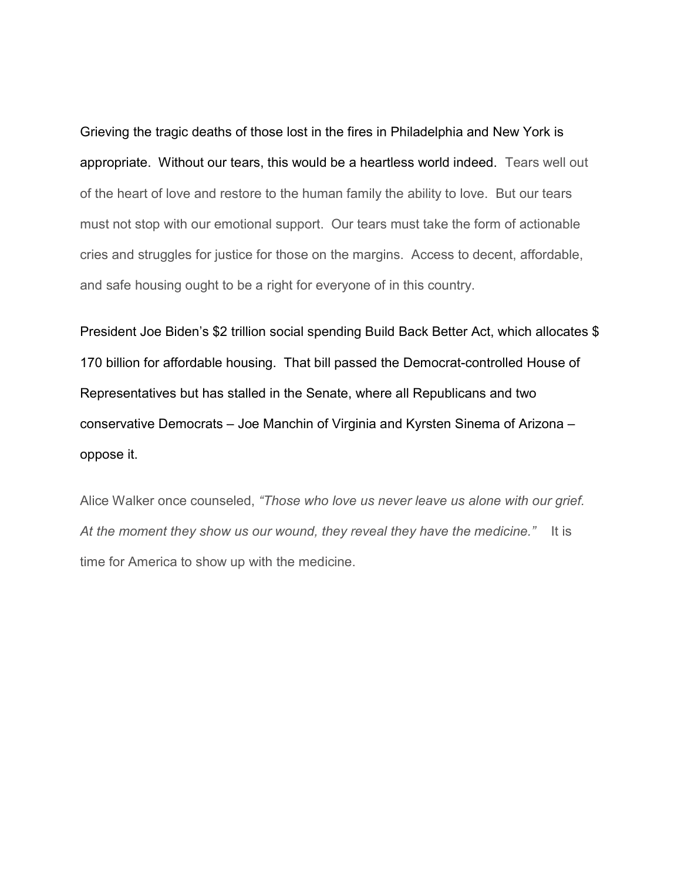Grieving the tragic deaths of those lost in the fires in Philadelphia and New York is appropriate. Without our tears, this would be a heartless world indeed. Tears well out of the heart of love and restore to the human family the ability to love. But our tears must not stop with our emotional support. Our tears must take the form of actionable cries and struggles for justice for those on the margins. Access to decent, affordable, and safe housing ought to be a right for everyone of in this country.

President Joe Biden's $2 trillion social spending Build Back Better Act, which allocates $ 170 billion for affordable housing. That bill passed the Democrat-controlled House of Representatives but has stalled in the Senate, where all Republicans and two conservative Democrats – Joe Manchin of Virginia and Kyrsten Sinema of Arizona – oppose it.

Alice Walker once counseled, *"Those who love us never leave us alone with our grief. At the moment they show us our wound, they reveal they have the medicine."* It is time for America to show up with the medicine.